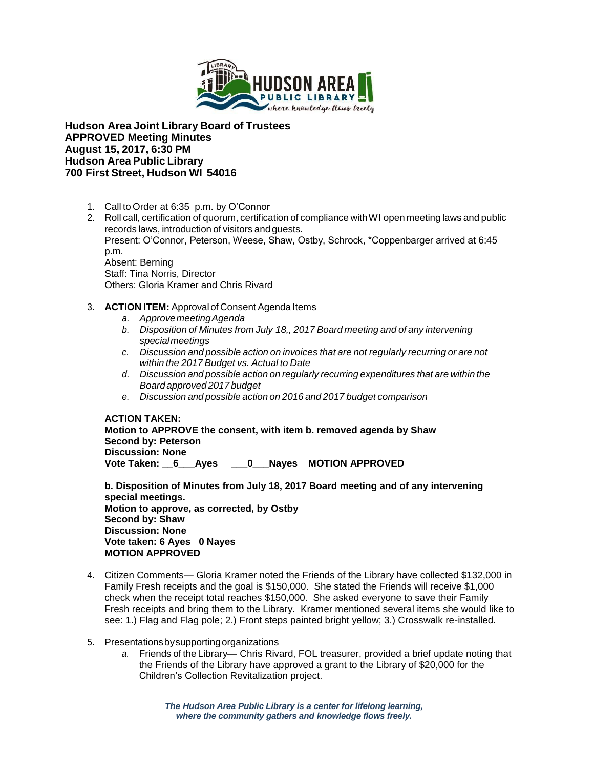**Hudson Area Joint Library Board of Trustees**
**APPROVED Meeting Minutes**
**August 15, 2017, 6:30 PM**
**Hudson Area Public Library**
**700 First Street, Hudson WI 54016**

1. Call to Order at 6:35 p.m. by O'Connor
2. Roll call, certification of quorum, certification of compliance with WI open meeting laws and public records laws, introduction of visitors and guests.
   Present: O'Connor, Peterson, Weese, Shaw, Ostby, Schrock, *Coppenbarger arrived at 6:45 p.m.
   Absent: Berning
   Staff: Tina Norris, Director
   Others: Gloria Kramer and Chris Rivard
3. **ACTION ITEM:** Approval of Consent Agenda Items
   a. *Approve meeting Agenda*
   b. *Disposition of Minutes from July 18,, 2017 Board meeting and of any intervening special meetings*
   c. *Discussion and possible action on invoices that are not regularly recurring or are not within the 2017 Budget vs. Actual to Date*
   d. *Discussion and possible action on regularly recurring expenditures that are within the Board approved 2017 budget*
   e. *Discussion and possible action on 2016 and 2017 budget comparison*

   **ACTION TAKEN:**
   **Motion to APPROVE the consent, with item b. removed agenda by Shaw**
   **Second by: Peterson**
   **Discussion: None**
   **Vote Taken: \_\_6\_\_\_Ayes \_\_\_0\_\_\_Nayes MOTION APPROVED**

   **b. Disposition of Minutes from July 18, 2017 Board meeting and of any intervening special meetings.**
   **Motion to approve, as corrected, by Ostby**
   **Second by: Shaw**
   **Discussion: None**
   **Vote taken: 6 Ayes 0 Nayes**
   **MOTION APPROVED**

4. Citizen Comments— Gloria Kramer noted the Friends of the Library have collected $132,000 in Family Fresh receipts and the goal is $150,000. She stated the Friends will receive $1,000 check when the receipt total reaches $150,000. She asked everyone to save their Family Fresh receipts and bring them to the Library. Kramer mentioned several items she would like to see: 1.) Flag and Flag pole; 2.) Front steps painted bright yellow; 3.) Crosswalk re-installed.
5. Presentations by supporting organizations
   a. Friends of the Library— Chris Rivard, FOL treasurer, provided a brief update noting that the Friends of the Library have approved a grant to the Library of $20,000 for the Children's Collection Revitalization project.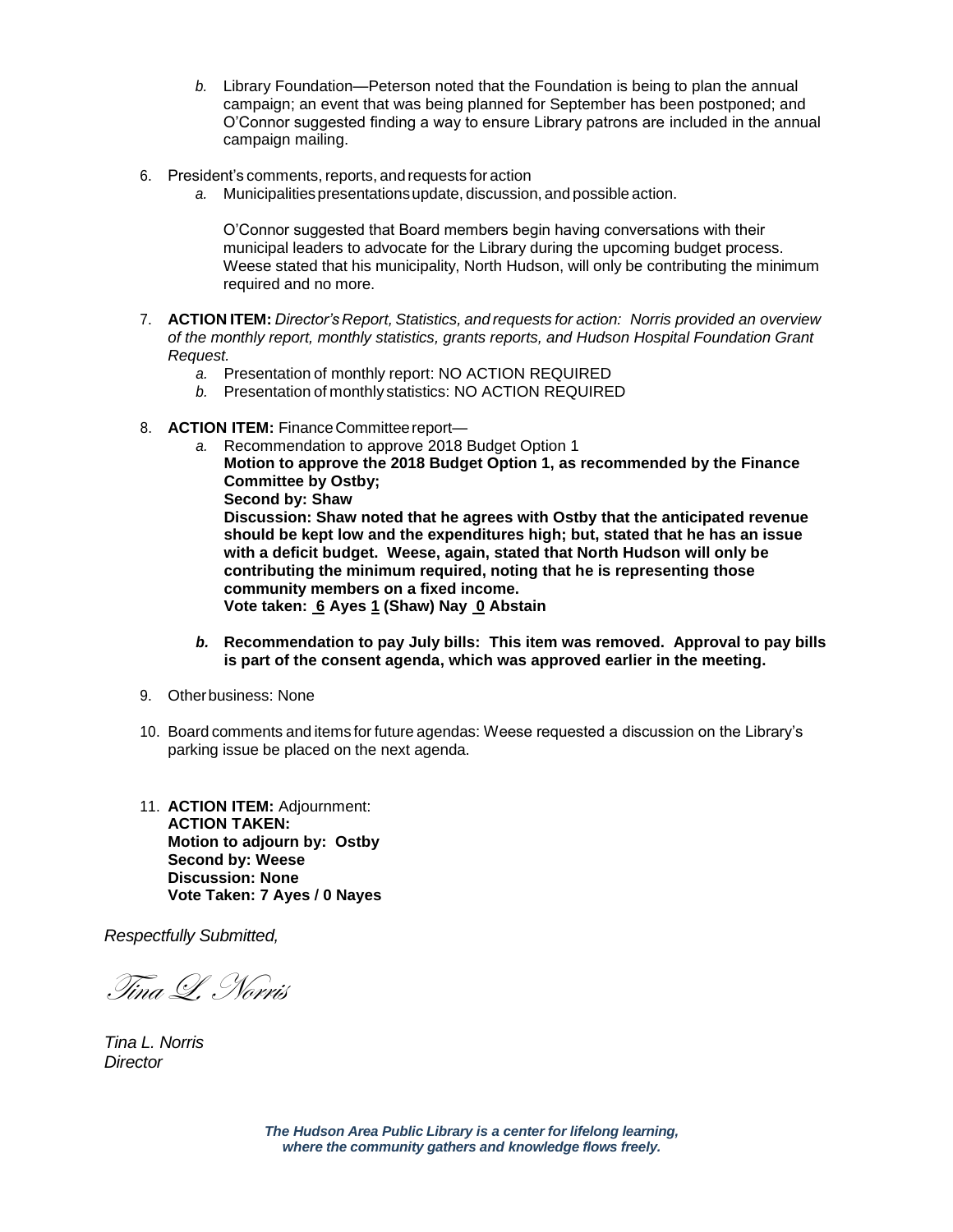b. Library Foundation—Peterson noted that the Foundation is being to plan the annual campaign; an event that was being planned for September has been postponed; and O'Connor suggested finding a way to ensure Library patrons are included in the annual campaign mailing.

6. President's comments, reports, and requests for action
   a. Municipalities presentations update, discussion, and possible action.

      O'Connor suggested that Board members begin having conversations with their municipal leaders to advocate for the Library during the upcoming budget process. Weese stated that his municipality, North Hudson, will only be contributing the minimum required and no more.

7. **ACTION ITEM:** *Director's Report, Statistics, and requests for action: Norris provided an overview of the monthly report, monthly statistics, grants reports, and Hudson Hospital Foundation Grant Request.*
   a. Presentation of monthly report: NO ACTION REQUIRED
   b. Presentation of monthly statistics: NO ACTION REQUIRED

8. **ACTION ITEM:** Finance Committee report—
   a. Recommendation to approve 2018 Budget Option 1
      **Motion to approve the 2018 Budget Option 1, as recommended by the Finance Committee by Ostby;**
      **Second by: Shaw**
      **Discussion: Shaw noted that he agrees with Ostby that the anticipated revenue should be kept low and the expenditures high; but, stated that he has an issue with a deficit budget. Weese, again, stated that North Hudson will only be contributing the minimum required, noting that he is representing those community members on a fixed income.**
      **Vote taken: _6_ Ayes _1_ (Shaw) Nay _0_ Abstain**

   ***b.*** **Recommendation to pay July bills: This item was removed. Approval to pay bills is part of the consent agenda, which was approved earlier in the meeting.**

9. Other business: None

10. Board comments and items for future agendas: Weese requested a discussion on the Library's parking issue be placed on the next agenda.

11. **ACTION ITEM:** Adjournment:
    **ACTION TAKEN:**
    **Motion to adjourn by: Ostby**
    **Second by: Weese**
    **Discussion: None**
    **Vote Taken: 7 Ayes / 0 Nayes**

*Respectfully Submitted,*

*Tina L. Norris*

*Tina L. Norris*
*Director*

***The Hudson Area Public Library is a center for lifelong learning, where the community gathers and knowledge flows freely.***